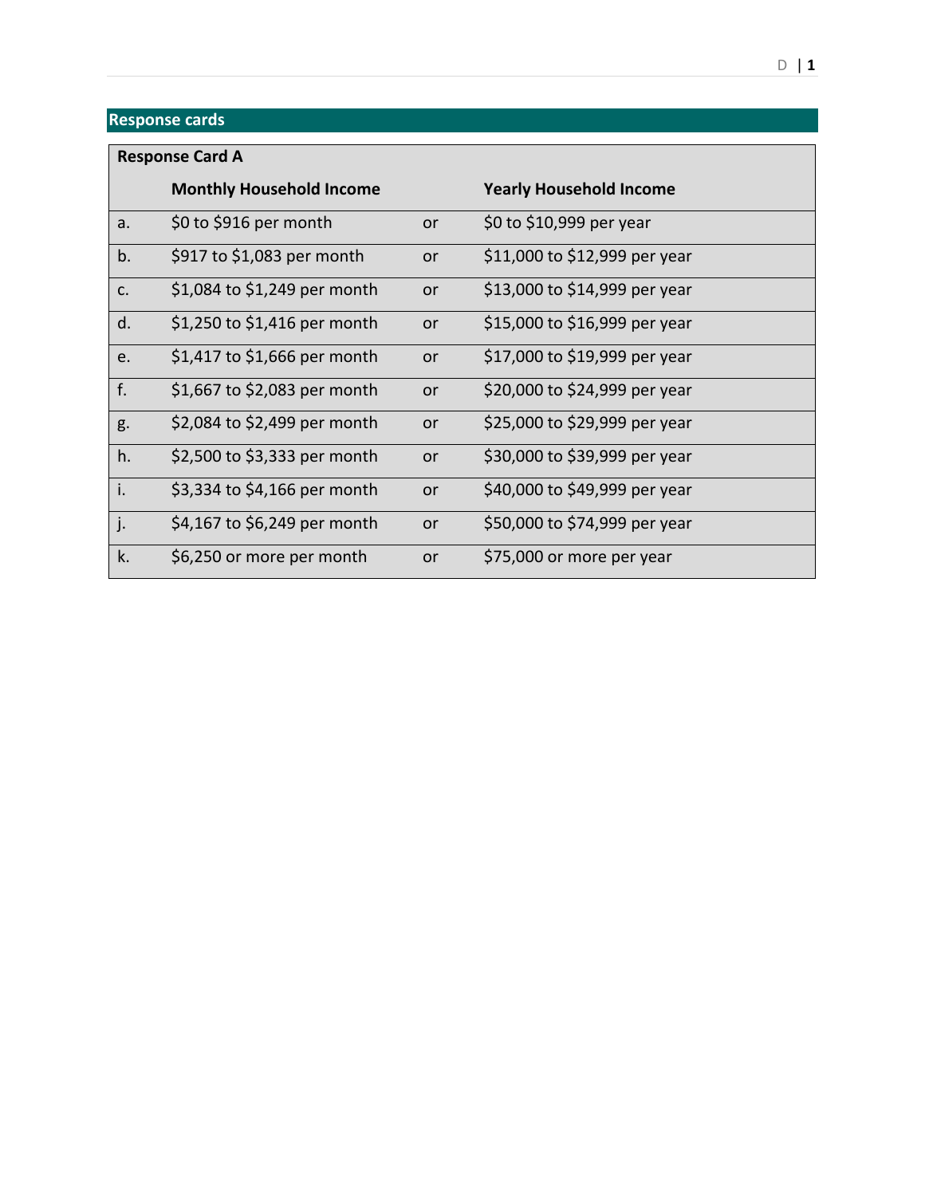## Response cards

| Response Card A | | | |
|---|---|---|---|
| | **Monthly Household Income** | | **Yearly Household Income** |
| a. | $0 to $916 per month | or | $0 to $10,999 per year |
| b. | $917 to $1,083 per month | or | $11,000 to $12,999 per year |
| c. | $1,084 to $1,249 per month | or | $13,000 to $14,999 per year |
| d. | $1,250 to $1,416 per month | or | $15,000 to $16,999 per year |
| e. | $1,417 to $1,666 per month | or | $17,000 to $19,999 per year |
| f. | $1,667 to $2,083 per month | or | $20,000 to $24,999 per year |
| g. | $2,084 to $2,499 per month | or | $25,000 to $29,999 per year |
| h. | $2,500 to $3,333 per month | or | $30,000 to $39,999 per year |
| i. | $3,334 to $4,166 per month | or | $40,000 to $49,999 per year |
| j. | $4,167 to $6,249 per month | or | $50,000 to $74,999 per year |
| k. | $6,250 or more per month | or | $75,000 or more per year |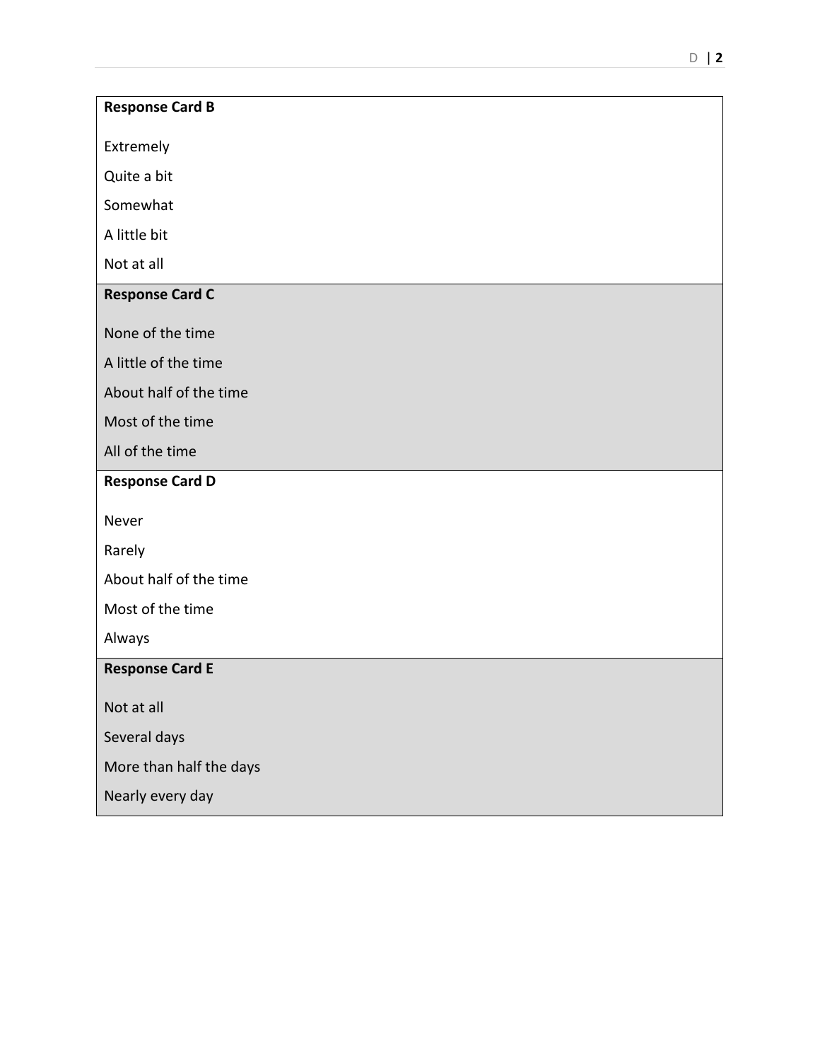**Response Card B**

Extremely

Quite a bit

Somewhat

A little bit

Not at all

**Response Card C**

None of the time

A little of the time

About half of the time

Most of the time

All of the time

**Response Card D**

Never

Rarely

About half of the time

Most of the time

Always

**Response Card E**

Not at all

Several days

More than half the days

Nearly every day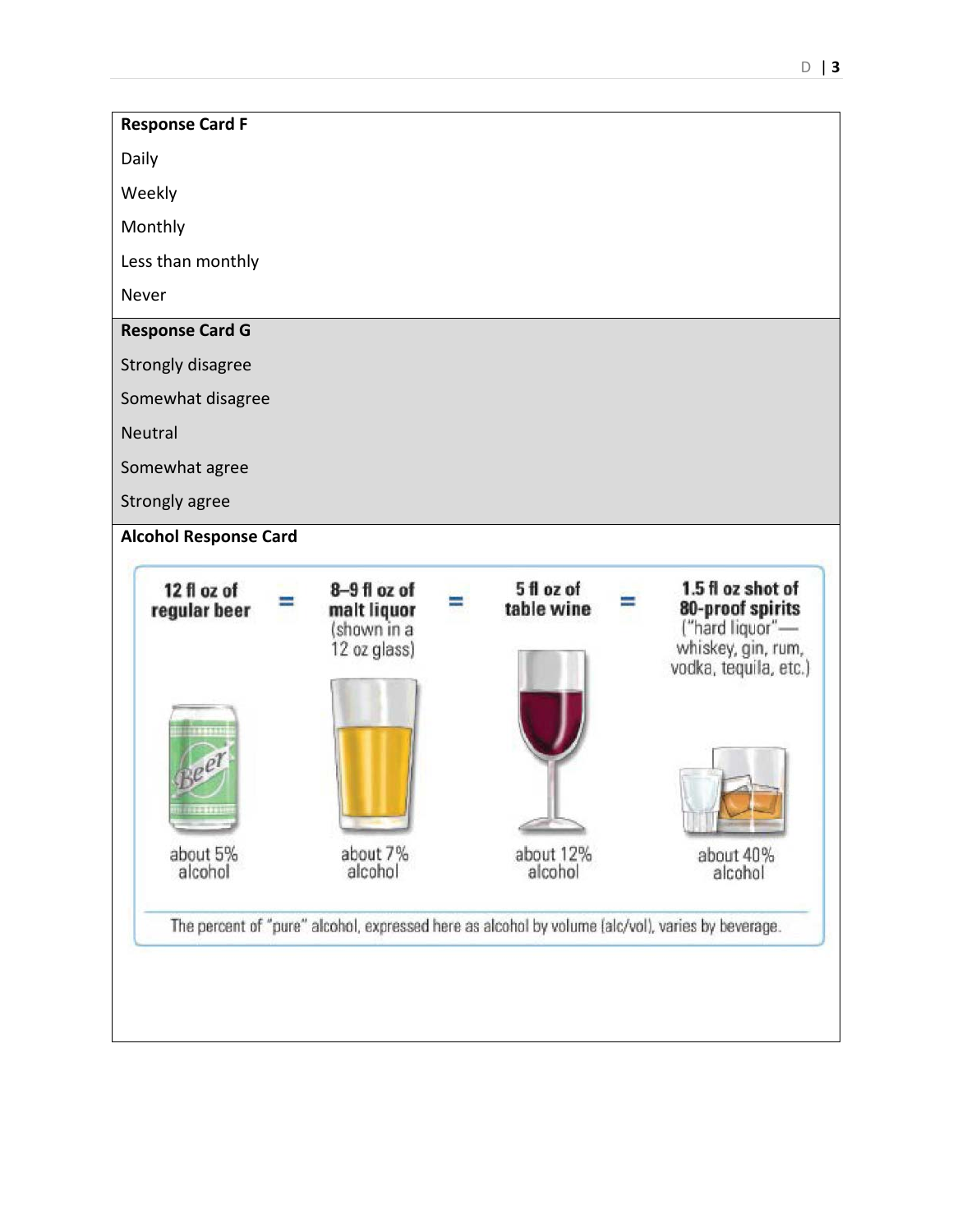**Response Card F**

Daily

Weekly

Monthly

Less than monthly

Never

**Response Card G**

Strongly disagree

Somewhat disagree

Neutral

Somewhat agree

Strongly agree

**Alcohol Response Card**

12 fl oz of regular beer = 8–9 fl oz of malt liquor (shown in a 12 oz glass) = 5 fl oz of table wine = 1.5 fl oz shot of 80-proof spirits ("hard liquor"— whiskey, gin, rum, vodka, tequila, etc.)

about 5% alcohol

about 7% alcohol

about 12% alcohol

about 40% alcohol

The percent of "pure" alcohol, expressed here as alcohol by volume (alc/vol), varies by beverage.